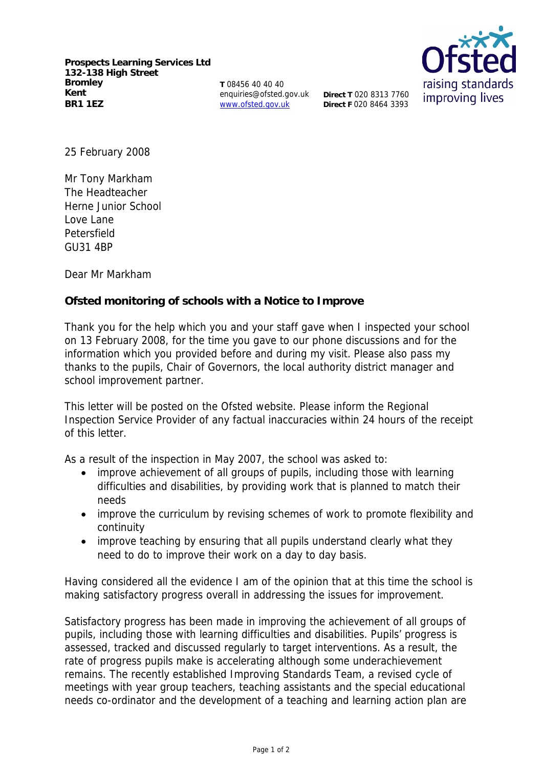**Prospects Learning Services Ltd**
**132-138 High Street**
**Bromley**
**Kent**
**BR1 1EZ**

**T** 08456 40 40 40
enquiries@ofsted.gov.uk
www.ofsted.gov.uk

**Direct T** 020 8313 7760
**Direct F** 020 8464 3393

Ofsted
raising standards
improving lives

25 February 2008

Mr Tony Markham
The Headteacher
Herne Junior School
Love Lane
Petersfield
GU31 4BP

Dear Mr Markham

**Ofsted monitoring of schools with a Notice to Improve**

Thank you for the help which you and your staff gave when I inspected your school on 13 February 2008, for the time you gave to our phone discussions and for the information which you provided before and during my visit. Please also pass my thanks to the pupils, Chair of Governors, the local authority district manager and school improvement partner.

This letter will be posted on the Ofsted website. Please inform the Regional Inspection Service Provider of any factual inaccuracies within 24 hours of the receipt of this letter.

As a result of the inspection in May 2007, the school was asked to:

- improve achievement of all groups of pupils, including those with learning difficulties and disabilities, by providing work that is planned to match their needs
- improve the curriculum by revising schemes of work to promote flexibility and continuity
- improve teaching by ensuring that all pupils understand clearly what they need to do to improve their work on a day to day basis.

Having considered all the evidence I am of the opinion that at this time the school is making satisfactory progress overall in addressing the issues for improvement.

Satisfactory progress has been made in improving the achievement of all groups of pupils, including those with learning difficulties and disabilities. Pupils' progress is assessed, tracked and discussed regularly to target interventions. As a result, the rate of progress pupils make is accelerating although some underachievement remains. The recently established Improving Standards Team, a revised cycle of meetings with year group teachers, teaching assistants and the special educational needs co-ordinator and the development of a teaching and learning action plan are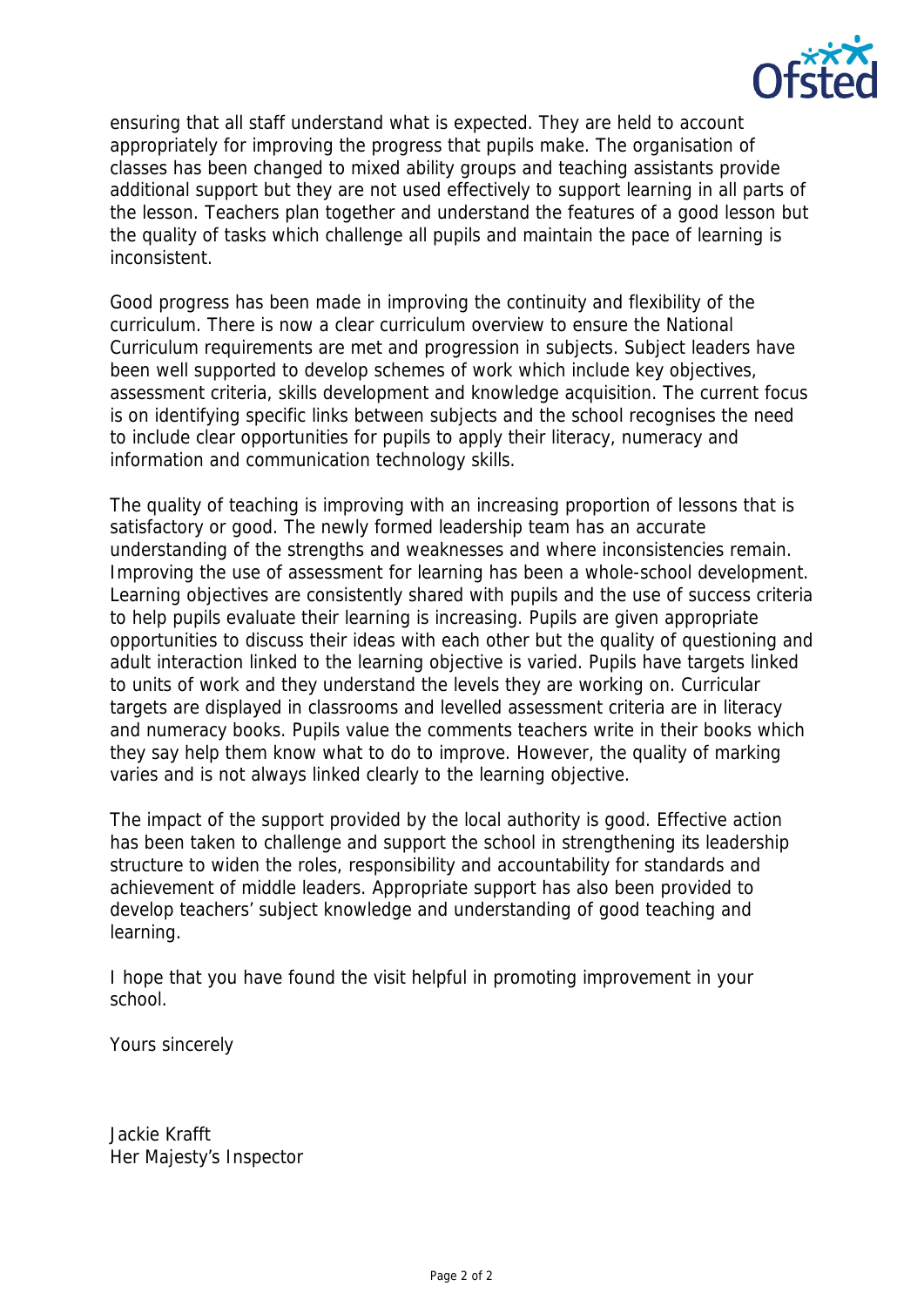ensuring that all staff understand what is expected. They are held to account appropriately for improving the progress that pupils make. The organisation of classes has been changed to mixed ability groups and teaching assistants provide additional support but they are not used effectively to support learning in all parts of the lesson. Teachers plan together and understand the features of a good lesson but the quality of tasks which challenge all pupils and maintain the pace of learning is inconsistent.

Good progress has been made in improving the continuity and flexibility of the curriculum. There is now a clear curriculum overview to ensure the National Curriculum requirements are met and progression in subjects. Subject leaders have been well supported to develop schemes of work which include key objectives, assessment criteria, skills development and knowledge acquisition. The current focus is on identifying specific links between subjects and the school recognises the need to include clear opportunities for pupils to apply their literacy, numeracy and information and communication technology skills.

The quality of teaching is improving with an increasing proportion of lessons that is satisfactory or good. The newly formed leadership team has an accurate understanding of the strengths and weaknesses and where inconsistencies remain. Improving the use of assessment for learning has been a whole-school development. Learning objectives are consistently shared with pupils and the use of success criteria to help pupils evaluate their learning is increasing. Pupils are given appropriate opportunities to discuss their ideas with each other but the quality of questioning and adult interaction linked to the learning objective is varied. Pupils have targets linked to units of work and they understand the levels they are working on. Curricular targets are displayed in classrooms and levelled assessment criteria are in literacy and numeracy books. Pupils value the comments teachers write in their books which they say help them know what to do to improve. However, the quality of marking varies and is not always linked clearly to the learning objective.

The impact of the support provided by the local authority is good. Effective action has been taken to challenge and support the school in strengthening its leadership structure to widen the roles, responsibility and accountability for standards and achievement of middle leaders. Appropriate support has also been provided to develop teachers' subject knowledge and understanding of good teaching and learning.

I hope that you have found the visit helpful in promoting improvement in your school.

Yours sincerely

Jackie Krafft
Her Majesty's Inspector